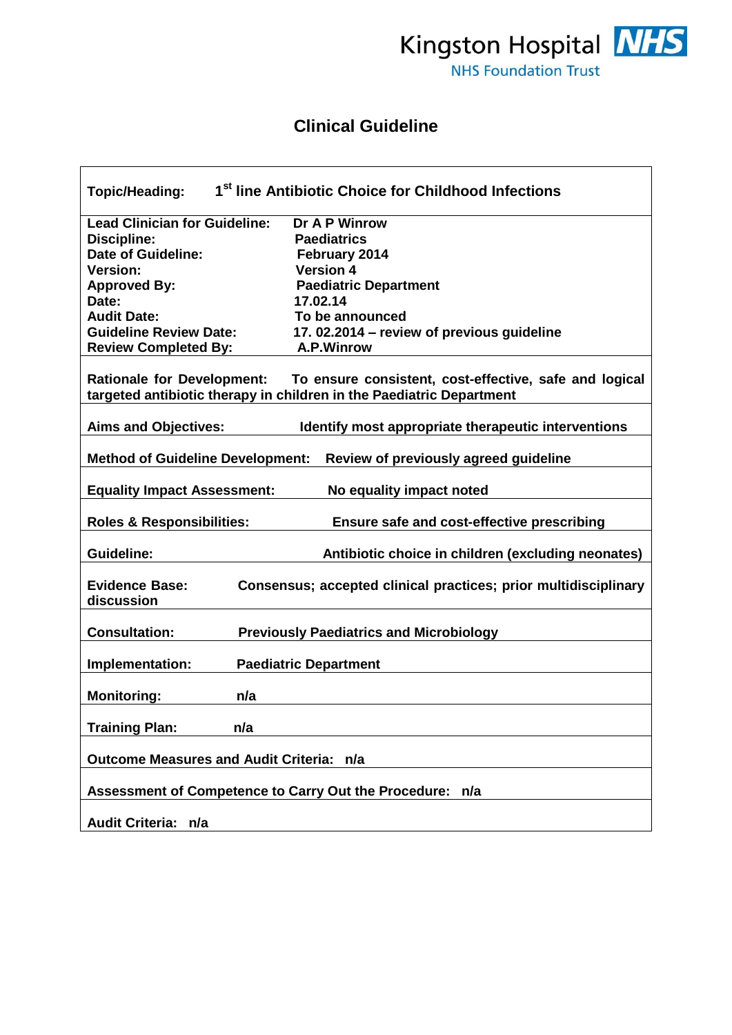Kingston Hospital NHS
NHS Foundation Trust

# Clinical Guideline

| | |
|---|---|
| **Topic/Heading:** | **1st line Antibiotic Choice for Childhood Infections** |
| **Lead Clinician for Guideline:** | **Dr A P Winrow** |
| **Discipline:** | **Paediatrics** |
| **Date of Guideline:** | **February 2014** |
| **Version:** | **Version 4** |
| **Approved By:** | **Paediatric Department** |
| **Date:** | **17.02.14** |
| **Audit Date:** | **To be announced** |
| **Guideline Review Date:** | **17. 02.2014 – review of previous guideline** |
| **Review Completed By:** | **A.P.Winrow** |
| **Rationale for Development:** | **To ensure consistent, cost-effective, safe and logical targeted antibiotic therapy in children in the Paediatric Department** |
| **Aims and Objectives:** | **Identify most appropriate therapeutic interventions** |
| **Method of Guideline Development:** | **Review of previously agreed guideline** |
| **Equality Impact Assessment:** | **No equality impact noted** |
| **Roles & Responsibilities:** | **Ensure safe and cost-effective prescribing** |
| **Guideline:** | **Antibiotic choice in children (excluding neonates)** |
| **Evidence Base:** | **Consensus; accepted clinical practices; prior multidisciplinary discussion** |
| **Consultation:** | **Previously Paediatrics and Microbiology** |
| **Implementation:** | **Paediatric Department** |
| **Monitoring:** | **n/a** |
| **Training Plan:** | **n/a** |
| **Outcome Measures and Audit Criteria:** | **n/a** |
| **Assessment of Competence to Carry Out the Procedure:** | **n/a** |
| **Audit Criteria:** | **n/a** |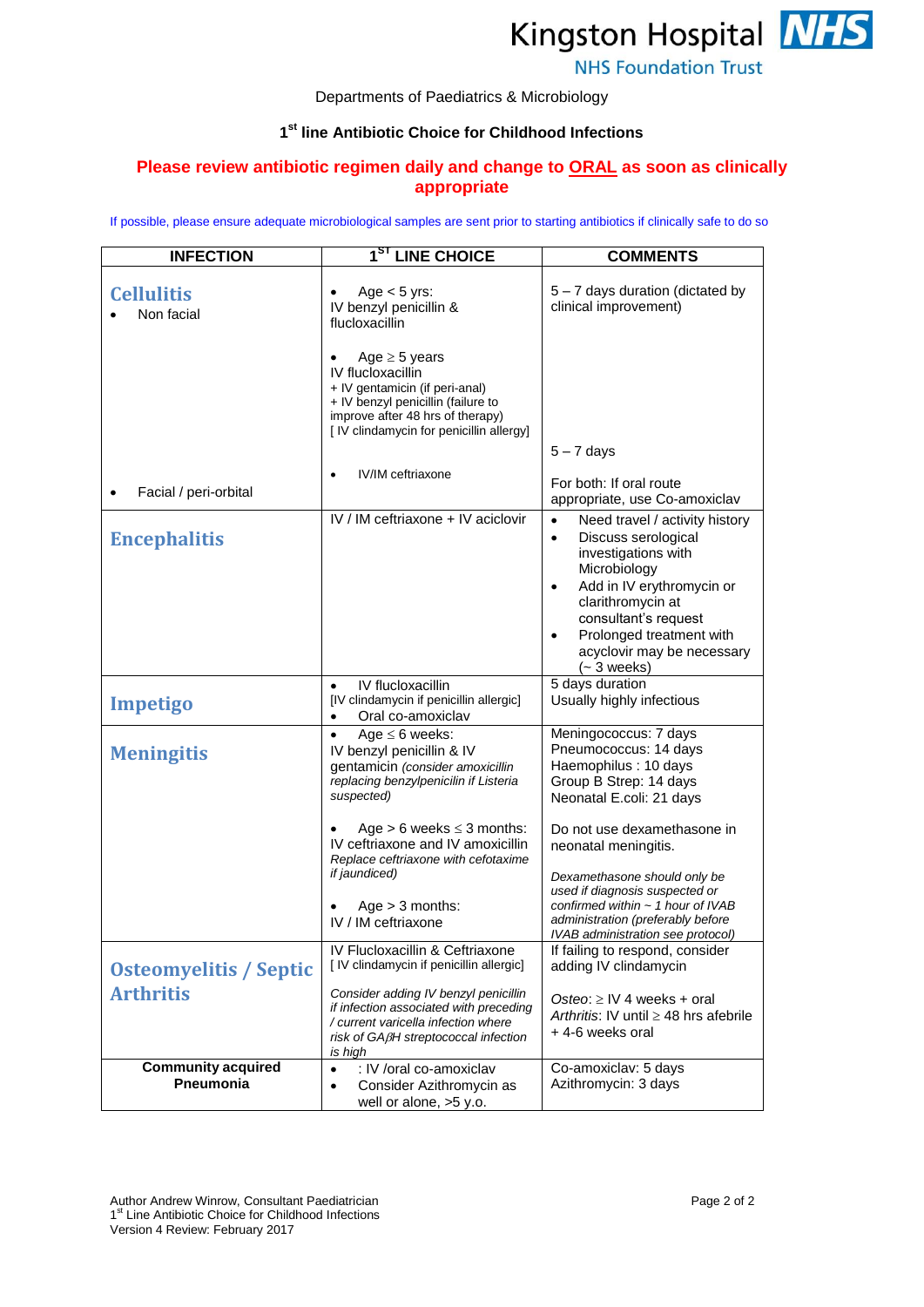Departments of Paediatrics & Microbiology

## 1st line Antibiotic Choice for Childhood Infections

**Please review antibiotic regimen daily and change to <u>ORAL</u> as soon as clinically appropriate**

If possible, please ensure adequate microbiological samples are sent prior to starting antibiotics if clinically safe to do so

| INFECTION | 1ST LINE CHOICE | COMMENTS |
|---|---|---|
| **Cellulitis**<br>• Non facial | • Age < 5 yrs:<br>IV benzyl penicillin & flucloxacillin<br><br>• Age ≥ 5 years<br>IV flucloxacillin<br>+ IV gentamicin (if peri-anal)<br>+ IV benzyl penicillin (failure to improve after 48 hrs of therapy)<br>[ IV clindamycin for penicillin allergy] | 5 – 7 days duration (dictated by clinical improvement) |
| • Facial / peri-orbital | • IV/IM ceftriaxone | 5 – 7 days<br><br>For both: If oral route appropriate, use Co-amoxiclav |
| **Encephalitis** | IV / IM ceftriaxone + IV aciclovir | • Need travel / activity history<br>• Discuss serological investigations with Microbiology<br>• Add in IV erythromycin or clarithromycin at consultant's request<br>• Prolonged treatment with acyclovir may be necessary (~ 3 weeks) |
| **Impetigo** | • IV flucloxacillin<br>[IV clindamycin if penicillin allergic]<br>• Oral co-amoxiclav | 5 days duration<br>Usually highly infectious |
| **Meningitis** | • Age ≤ 6 weeks:<br>IV benzyl penicillin & IV gentamicin *(consider amoxicillin replacing benzylpenicilin if Listeria suspected)*<br><br>• Age > 6 weeks ≤ 3 months:<br>IV ceftriaxone and IV amoxicillin<br>*Replace ceftriaxone with cefotaxime if jaundiced)*<br><br>• Age > 3 months:<br>IV / IM ceftriaxone | Meningococcus: 7 days<br>Pneumococcus: 14 days<br>Haemophilus : 10 days<br>Group B Strep: 14 days<br>Neonatal E.coli: 21 days<br><br>Do not use dexamethasone in neonatal meningitis.<br><br>*Dexamethasone should only be used if diagnosis suspected or confirmed within ~ 1 hour of IVAB administration (preferably before IVAB administration see protocol)* |
| **Osteomyelitis / Septic Arthritis** | IV Flucloxacillin & Ceftriaxone<br>[ IV clindamycin if penicillin allergic]<br><br>*Consider adding IV benzyl penicillin if infection associated with preceding / current varicella infection where risk of GAβH streptococcal infection is high* | If failing to respond, consider adding IV clindamycin<br><br>*Osteo*: ≥ IV 4 weeks + oral<br>*Arthritis*: IV until ≥ 48 hrs afebrile + 4-6 weeks oral |
| **Community acquired Pneumonia** | • : IV /oral co-amoxiclav<br>• Consider Azithromycin as well or alone, >5 y.o. | Co-amoxiclav: 5 days<br>Azithromycin: 3 days |

Author Andrew Winrow, Consultant Paediatrician
1st Line Antibiotic Choice for Childhood Infections
Version 4 Review: February 2017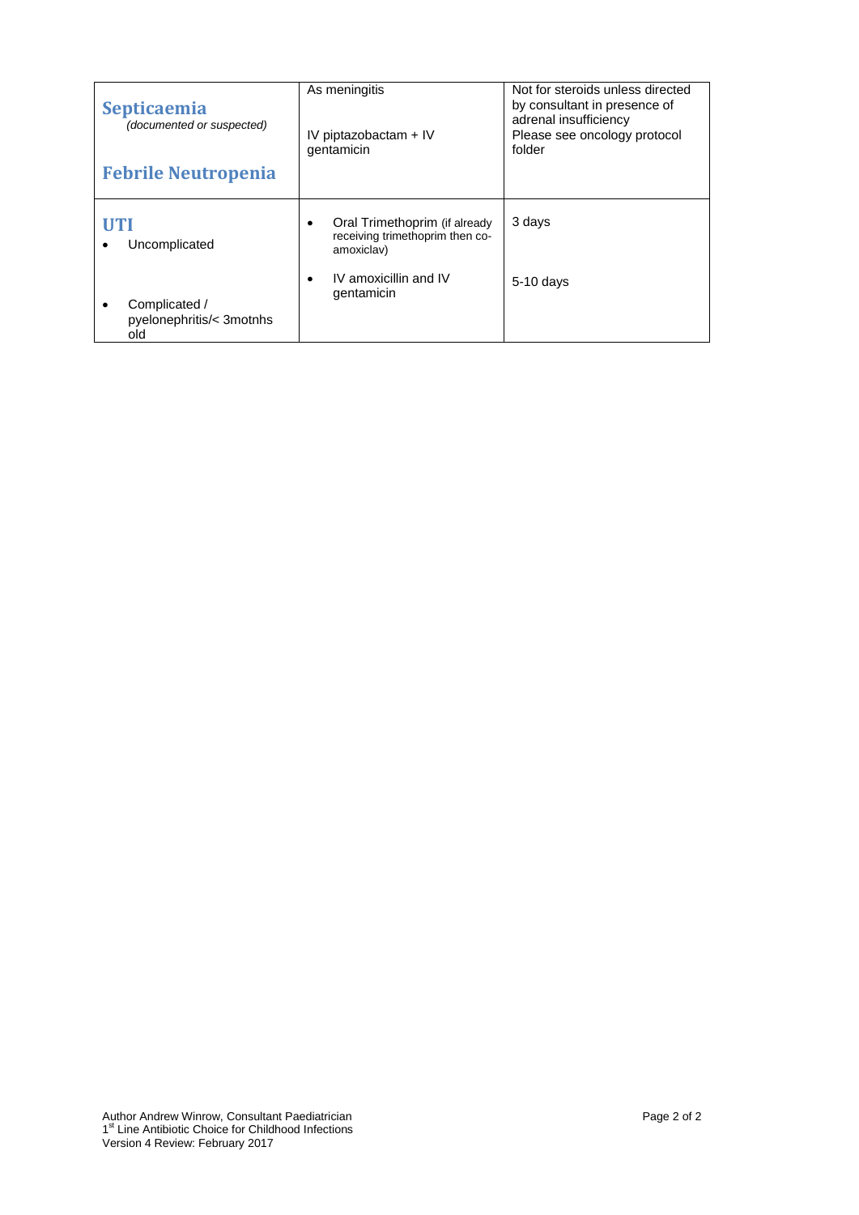| | | |
|---|---|---|
| **Septicaemia** *(documented or suspected)*<br><br>**Febrile Neutropenia** | As meningitis<br><br>IV piptazobactam + IV gentamicin | Not for steroids unless directed by consultant in presence of adrenal insufficiency<br>Please see oncology protocol folder |
| **UTI**<br>• Uncomplicated<br><br>• Complicated / pyelonephritis/< 3motnhs old | • Oral Trimethoprim (if already receiving trimethoprim then co-amoxiclav)<br><br>• IV amoxicillin and IV gentamicin | 3 days<br><br>5-10 days |

Author Andrew Winrow, Consultant Paediatrician
1st Line Antibiotic Choice for Childhood Infections
Version 4 Review: February 2017